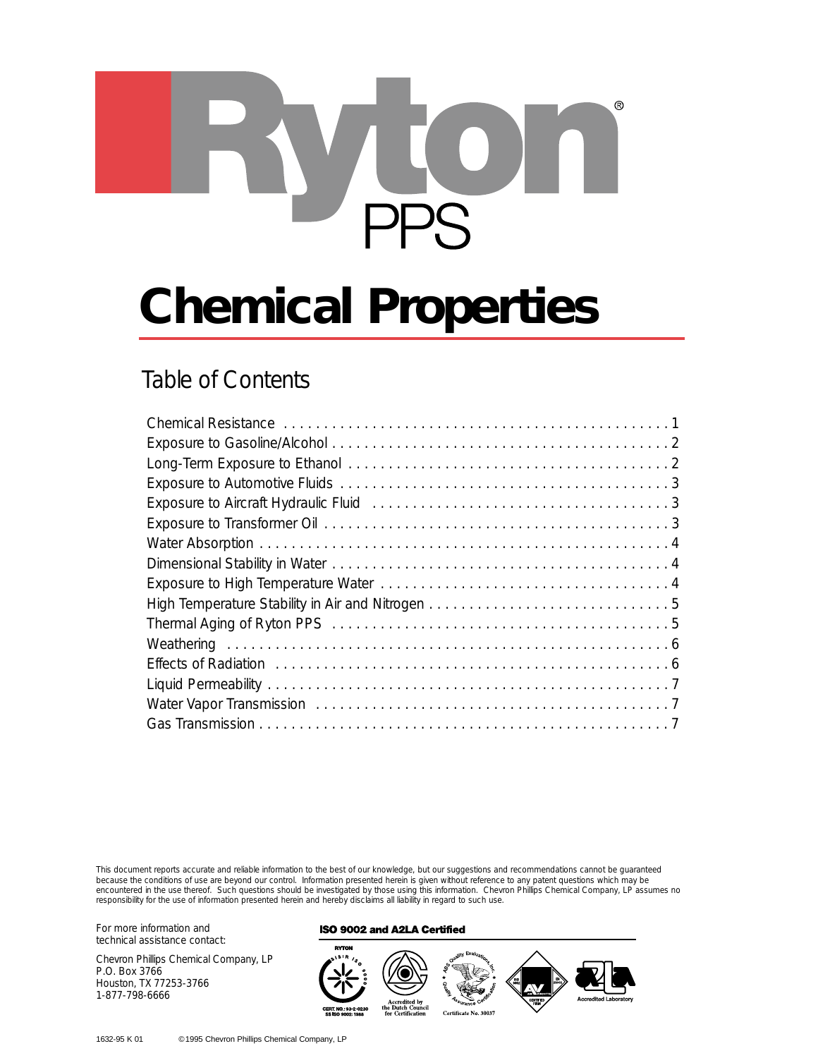# Ryton® PPS

# Chemical Properties

## Table of Contents

| | |
|---|---|
| Chemical Resistance | 1 |
| Exposure to Gasoline/Alcohol | 2 |
| Long-Term Exposure to Ethanol | 2 |
| Exposure to Automotive Fluids | 3 |
| Exposure to Aircraft Hydraulic Fluid | 3 |
| Exposure to Transformer Oil | 3 |
| Water Absorption | 4 |
| Dimensional Stability in Water | 4 |
| Exposure to High Temperature Water | 4 |
| High Temperature Stability in Air and Nitrogen | 5 |
| Thermal Aging of Ryton PPS | 5 |
| Weathering | 6 |
| Effects of Radiation | 6 |
| Liquid Permeability | 7 |
| Water Vapor Transmission | 7 |
| Gas Transmission | 7 |

This document reports accurate and reliable information to the best of our knowledge, but our suggestions and recommendations cannot be guaranteed because the conditions of use are beyond our control. Information presented herein is given without reference to any patent questions which may be encountered in the use thereof. Such questions should be investigated by those using this information. Chevron Phillips Chemical Company, LP assumes no responsibility for the use of information presented herein and hereby disclaims all liability in regard to such use.

For more information and technical assistance contact:

Chevron Phillips Chemical Company, LP
P.O. Box 3766
Houston, TX 77253-3766
1-877-798-6666

**ISO 9002 and A2LA Certified**

RYTON — CERT. NO.: 93-2-0230 SS ISO 9002: 1988

Accredited by the Dutch Council for Certification

ABS Quality Evaluations, Inc. Quality Assurance Certification — Certificate No. 30037

Accredited Laboratory

1632-95 K 01 ©1995 Chevron Phillips Chemical Company, LP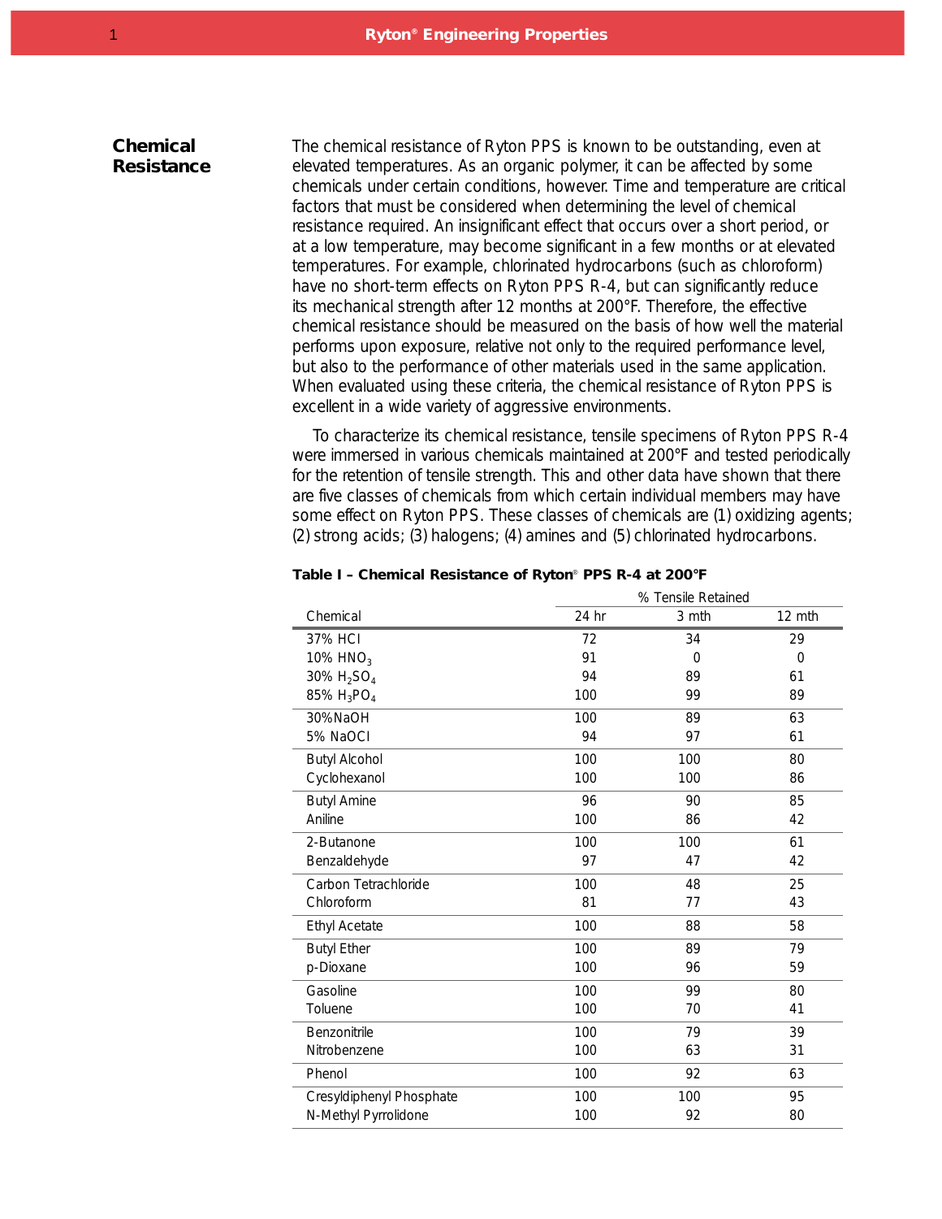## Chemical Resistance

The chemical resistance of Ryton PPS is known to be outstanding, even at elevated temperatures. As an organic polymer, it can be affected by some chemicals under certain conditions, however. Time and temperature are critical factors that must be considered when determining the level of chemical resistance required. An insignificant effect that occurs over a short period, or at a low temperature, may become significant in a few months or at elevated temperatures. For example, chlorinated hydrocarbons (such as chloroform) have no short-term effects on Ryton PPS R-4, but can significantly reduce its mechanical strength after 12 months at 200°F. Therefore, the effective chemical resistance should be measured on the basis of how well the material performs upon exposure, relative not only to the required performance level, but also to the performance of other materials used in the same application. When evaluated using these criteria, the chemical resistance of Ryton PPS is excellent in a wide variety of aggressive environments.

To characterize its chemical resistance, tensile specimens of Ryton PPS R-4 were immersed in various chemicals maintained at 200°F and tested periodically for the retention of tensile strength. This and other data have shown that there are five classes of chemicals from which certain individual members may have some effect on Ryton PPS. These classes of chemicals are (1) oxidizing agents; (2) strong acids; (3) halogens; (4) amines and (5) chlorinated hydrocarbons.

**Table I – Chemical Resistance of Ryton® PPS R-4 at 200°F**

| Chemical | % Tensile Retained | | |
|---|---|---|---|
| | 24 hr | 3 mth | 12 mth |
| 37% HCl | 72 | 34 | 29 |
| 10% $HNO_3$ | 91 | 0 | 0 |
| 30% $H_2SO_4$ | 94 | 89 | 61 |
| 85% $H_3PO_4$ | 100 | 99 | 89 |
| 30% NaOH | 100 | 89 | 63 |
| 5% NaOCl | 94 | 97 | 61 |
| Butyl Alcohol | 100 | 100 | 80 |
| Cyclohexanol | 100 | 100 | 86 |
| Butyl Amine | 96 | 90 | 85 |
| Aniline | 100 | 86 | 42 |
| 2-Butanone | 100 | 100 | 61 |
| Benzaldehyde | 97 | 47 | 42 |
| Carbon Tetrachloride | 100 | 48 | 25 |
| Chloroform | 81 | 77 | 43 |
| Ethyl Acetate | 100 | 88 | 58 |
| Butyl Ether | 100 | 89 | 79 |
| p-Dioxane | 100 | 96 | 59 |
| Gasoline | 100 | 99 | 80 |
| Toluene | 100 | 70 | 41 |
| Benzonitrile | 100 | 79 | 39 |
| Nitrobenzene | 100 | 63 | 31 |
| Phenol | 100 | 92 | 63 |
| Cresyldiphenyl Phosphate | 100 | 100 | 95 |
| N-Methyl Pyrrolidone | 100 | 92 | 80 |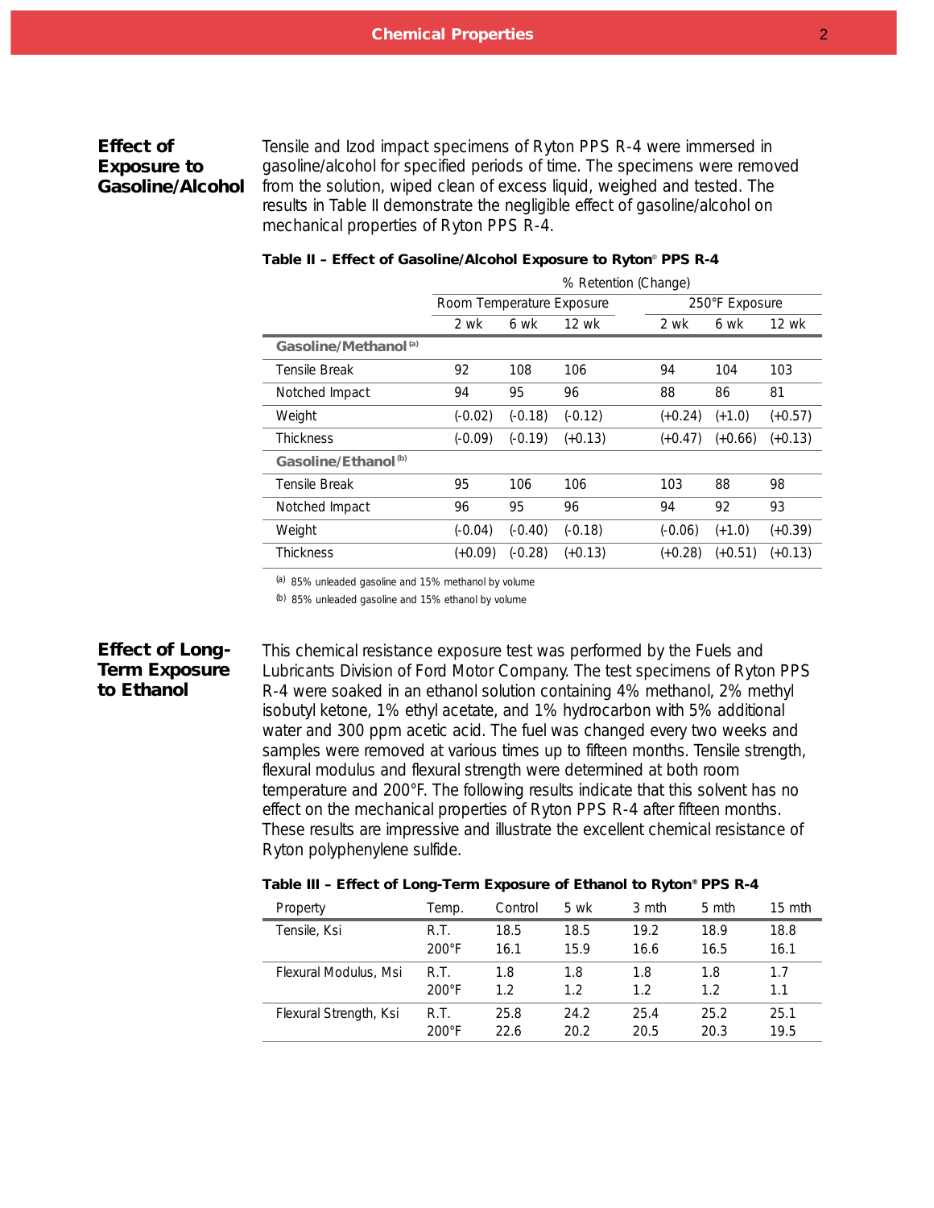## Effect of Exposure to Gasoline/Alcohol

Tensile and Izod impact specimens of Ryton PPS R-4 were immersed in gasoline/alcohol for specified periods of time. The specimens were removed from the solution, wiped clean of excess liquid, weighed and tested. The results in Table II demonstrate the negligible effect of gasoline/alcohol on mechanical properties of Ryton PPS R-4.

**Table II – Effect of Gasoline/Alcohol Exposure to Ryton® PPS R-4**

| | % Retention (Change) | | | | | |
|---|---|---|---|---|---|---|
| | Room Temperature Exposure | | | 250°F Exposure | | |
| | 2 wk | 6 wk | 12 wk | 2 wk | 6 wk | 12 wk |
| **Gasoline/Methanol** [a] | | | | | | |
| Tensile Break | 92 | 108 | 106 | 94 | 104 | 103 |
| Notched Impact | 94 | 95 | 96 | 88 | 86 | 81 |
| Weight | (-0.02) | (-0.18) | (-0.12) | (+0.24) | (+1.0) | (+0.57) |
| Thickness | (-0.09) | (-0.19) | (+0.13) | (+0.47) | (+0.66) | (+0.13) |
| **Gasoline/Ethanol** [b] | | | | | | |
| Tensile Break | 95 | 106 | 106 | 103 | 88 | 98 |
| Notched Impact | 96 | 95 | 96 | 94 | 92 | 93 |
| Weight | (-0.04) | (-0.40) | (-0.18) | (-0.06) | (+1.0) | (+0.39) |
| Thickness | (+0.09) | (-0.28) | (+0.13) | (+0.28) | (+0.51) | (+0.13) |

[a] 85% unleaded gasoline and 15% methanol by volume

[b] 85% unleaded gasoline and 15% ethanol by volume

## Effect of Long-Term Exposure to Ethanol

This chemical resistance exposure test was performed by the Fuels and Lubricants Division of Ford Motor Company. The test specimens of Ryton PPS R-4 were soaked in an ethanol solution containing 4% methanol, 2% methyl isobutyl ketone, 1% ethyl acetate, and 1% hydrocarbon with 5% additional water and 300 ppm acetic acid. The fuel was changed every two weeks and samples were removed at various times up to fifteen months. Tensile strength, flexural modulus and flexural strength were determined at both room temperature and 200°F. The following results indicate that this solvent has no effect on the mechanical properties of Ryton PPS R-4 after fifteen months. These results are impressive and illustrate the excellent chemical resistance of Ryton polyphenylene sulfide.

**Table III – Effect of Long-Term Exposure of Ethanol to Ryton® PPS R-4**

| Property | Temp. | Control | 5 wk | 3 mth | 5 mth | 15 mth |
|---|---|---|---|---|---|---|
| Tensile, Ksi | R.T. | 18.5 | 18.5 | 19.2 | 18.9 | 18.8 |
| | 200°F | 16.1 | 15.9 | 16.6 | 16.5 | 16.1 |
| Flexural Modulus, Msi | R.T. | 1.8 | 1.8 | 1.8 | 1.8 | 1.7 |
| | 200°F | 1.2 | 1.2 | 1.2 | 1.2 | 1.1 |
| Flexural Strength, Ksi | R.T. | 25.8 | 24.2 | 25.4 | 25.2 | 25.1 |
| | 200°F | 22.6 | 20.2 | 20.5 | 20.3 | 19.5 |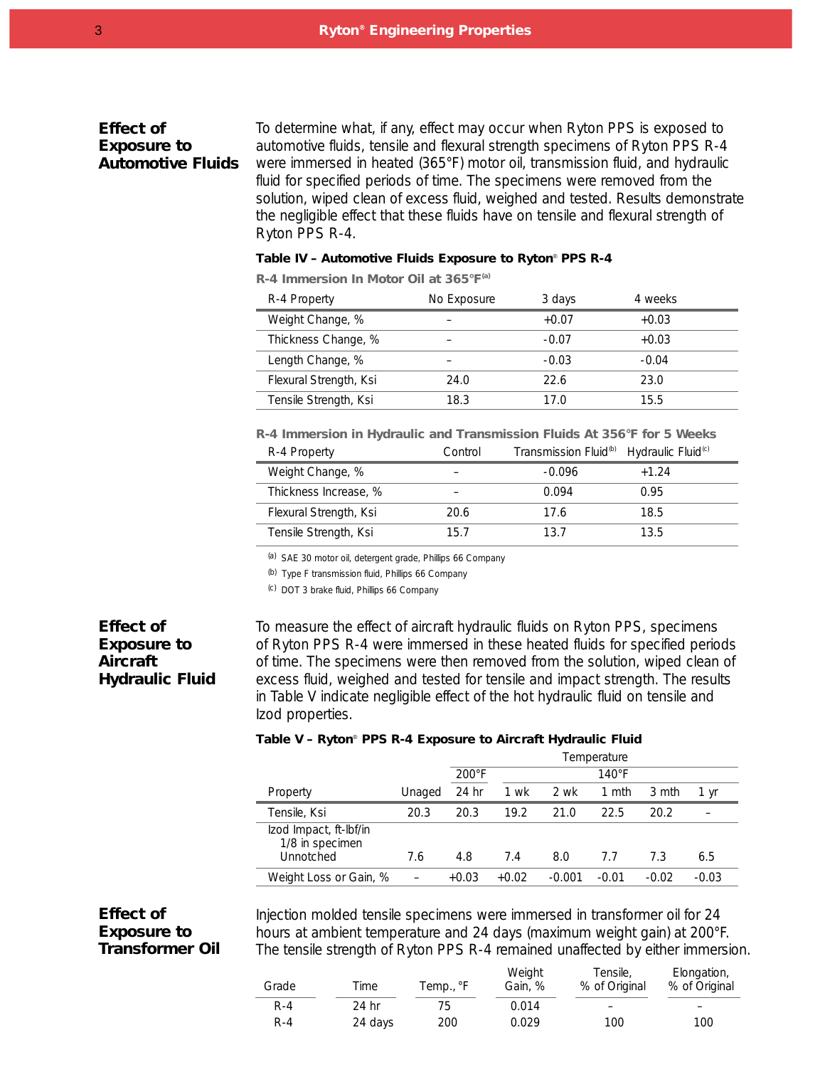## Effect of Exposure to Automotive Fluids

To determine what, if any, effect may occur when Ryton PPS is exposed to automotive fluids, tensile and flexural strength specimens of Ryton PPS R-4 were immersed in heated (365°F) motor oil, transmission fluid, and hydraulic fluid for specified periods of time. The specimens were removed from the solution, wiped clean of excess fluid, weighed and tested. Results demonstrate the negligible effect that these fluids have on tensile and flexural strength of Ryton PPS R-4.

**Table IV – Automotive Fluids Exposure to Ryton® PPS R-4**

**R-4 Immersion In Motor Oil at 365°F[a]**

| R-4 Property | No Exposure | 3 days | 4 weeks |
|---|---|---|---|
| Weight Change, % | – | +0.07 | +0.03 |
| Thickness Change, % | – | -0.07 | +0.03 |
| Length Change, % | – | -0.03 | -0.04 |
| Flexural Strength, Ksi | 24.0 | 22.6 | 23.0 |
| Tensile Strength, Ksi | 18.3 | 17.0 | 15.5 |

**R-4 Immersion in Hydraulic and Transmission Fluids At 356°F for 5 Weeks**

| R-4 Property | Control | Transmission Fluid[b] | Hydraulic Fluid[c] |
|---|---|---|---|
| Weight Change, % | – | -0.096 | +1.24 |
| Thickness Increase, % | – | 0.094 | 0.95 |
| Flexural Strength, Ksi | 20.6 | 17.6 | 18.5 |
| Tensile Strength, Ksi | 15.7 | 13.7 | 13.5 |

[a] SAE 30 motor oil, detergent grade, Phillips 66 Company

[b] Type F transmission fluid, Phillips 66 Company

[c] DOT 3 brake fluid, Phillips 66 Company

## Effect of Exposure to Aircraft Hydraulic Fluid

To measure the effect of aircraft hydraulic fluids on Ryton PPS, specimens of Ryton PPS R-4 were immersed in these heated fluids for specified periods of time. The specimens were then removed from the solution, wiped clean of excess fluid, weighed and tested for tensile and impact strength. The results in Table V indicate negligible effect of the hot hydraulic fluid on tensile and Izod properties.

**Table V – Ryton® PPS R-4 Exposure to Aircraft Hydraulic Fluid**

| | | Temperature | | | | | |
|---|---|---|---|---|---|---|---|
| | | 200°F | 140°F | | | | |
| Property | Unaged | 24 hr | 1 wk | 2 wk | 1 mth | 3 mth | 1 yr |
| Tensile, Ksi | 20.3 | 20.3 | 19.2 | 21.0 | 22.5 | 20.2 | – |
| Izod Impact, ft-lbf/in 1/8 in specimen Unnotched | 7.6 | 4.8 | 7.4 | 8.0 | 7.7 | 7.3 | 6.5 |
| Weight Loss or Gain, % | – | +0.03 | +0.02 | -0.001 | -0.01 | -0.02 | -0.03 |

## Effect of Exposure to Transformer Oil

Injection molded tensile specimens were immersed in transformer oil for 24 hours at ambient temperature and 24 days (maximum weight gain) at 200°F. The tensile strength of Ryton PPS R-4 remained unaffected by either immersion.

| Grade | Time | Temp., °F | Weight Gain, % | Tensile, % of Original | Elongation, % of Original |
|---|---|---|---|---|---|
| R-4 | 24 hr | 75 | 0.014 | – | – |
| R-4 | 24 days | 200 | 0.029 | 100 | 100 |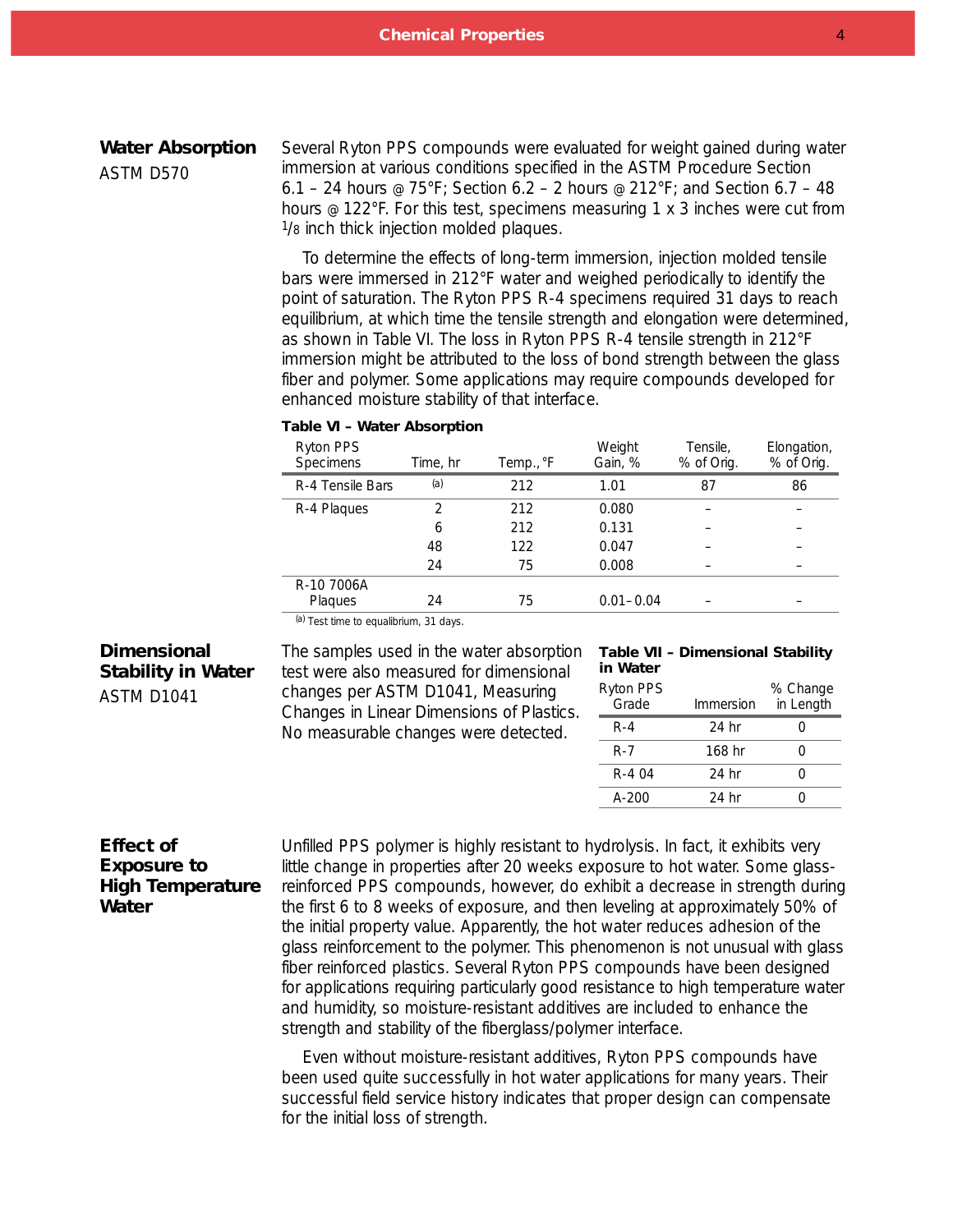## Water Absorption

ASTM D570

Several Ryton PPS compounds were evaluated for weight gained during water immersion at various conditions specified in the ASTM Procedure Section 6.1 – 24 hours @ 75°F; Section 6.2 – 2 hours @ 212°F; and Section 6.7 – 48 hours @ 122°F. For this test, specimens measuring 1 x 3 inches were cut from 1/8 inch thick injection molded plaques.

To determine the effects of long-term immersion, injection molded tensile bars were immersed in 212°F water and weighed periodically to identify the point of saturation. The Ryton PPS R-4 specimens required 31 days to reach equilibrium, at which time the tensile strength and elongation were determined, as shown in Table VI. The loss in Ryton PPS R-4 tensile strength in 212°F immersion might be attributed to the loss of bond strength between the glass fiber and polymer. Some applications may require compounds developed for enhanced moisture stability of that interface.

**Table VI – Water Absorption**

| Ryton PPS Specimens | Time, hr | Temp., °F | Weight Gain, % | Tensile, % of Orig. | Elongation, % of Orig. |
|---|---|---|---|---|---|
| R-4 Tensile Bars | [a] | 212 | 1.01 | 87 | 86 |
| R-4 Plaques | 2 | 212 | 0.080 | – | – |
| | 6 | 212 | 0.131 | – | – |
| | 48 | 122 | 0.047 | – | – |
| | 24 | 75 | 0.008 | – | – |
| R-10 7006A Plaques | 24 | 75 | 0.01–0.04 | – | – |

[a] Test time to equalibrium, 31 days.

## Dimensional Stability in Water

ASTM D1041

The samples used in the water absorption test were also measured for dimensional changes per ASTM D1041, Measuring Changes in Linear Dimensions of Plastics. No measurable changes were detected.

**Table VII – Dimensional Stability in Water**

| Ryton PPS Grade | Immersion | % Change in Length |
|---|---|---|
| R-4 | 24 hr | 0 |
| R-7 | 168 hr | 0 |
| R-4 04 | 24 hr | 0 |
| A-200 | 24 hr | 0 |

## Effect of Exposure to High Temperature Water

Unfilled PPS polymer is highly resistant to hydrolysis. In fact, it exhibits very little change in properties after 20 weeks exposure to hot water. Some glass-reinforced PPS compounds, however, do exhibit a decrease in strength during the first 6 to 8 weeks of exposure, and then leveling at approximately 50% of the initial property value. Apparently, the hot water reduces adhesion of the glass reinforcement to the polymer. This phenomenon is not unusual with glass fiber reinforced plastics. Several Ryton PPS compounds have been designed for applications requiring particularly good resistance to high temperature water and humidity, so moisture-resistant additives are included to enhance the strength and stability of the fiberglass/polymer interface.

Even without moisture-resistant additives, Ryton PPS compounds have been used quite successfully in hot water applications for many years. Their successful field service history indicates that proper design can compensate for the initial loss of strength.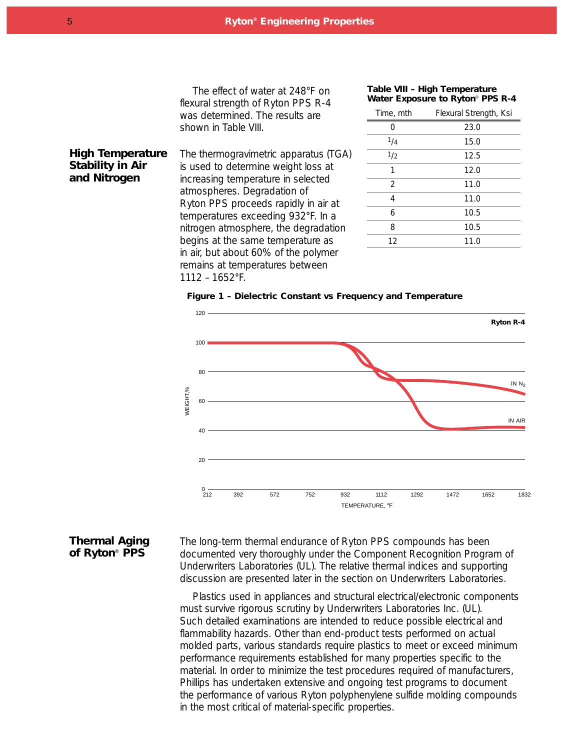The effect of water at 248°F on flexural strength of Ryton PPS R-4 was determined. The results are shown in Table VIII.

**Table VIII – High Temperature Water Exposure to Ryton® PPS R-4**

| Time, mth | Flexural Strength, Ksi |
|---|---|
| 0 | 23.0 |
| 1/4 | 15.0 |
| 1/2 | 12.5 |
| 1 | 12.0 |
| 2 | 11.0 |
| 4 | 11.0 |
| 6 | 10.5 |
| 8 | 10.5 |
| 12 | 11.0 |

## High Temperature Stability in Air and Nitrogen

The thermogravimetric apparatus (TGA) is used to determine weight loss at increasing temperature in selected atmospheres. Degradation of Ryton PPS proceeds rapidly in air at temperatures exceeding 932°F. In a nitrogen atmosphere, the degradation begins at the same temperature as in air, but about 60% of the polymer remains at temperatures between 1112 – 1652°F.

**Figure 1 – Dielectric Constant vs Frequency and Temperature**

## Thermal Aging of Ryton® PPS

The long-term thermal endurance of Ryton PPS compounds has been documented very thoroughly under the Component Recognition Program of Underwriters Laboratories (UL). The relative thermal indices and supporting discussion are presented later in the section on Underwriters Laboratories.

Plastics used in appliances and structural electrical/electronic components must survive rigorous scrutiny by Underwriters Laboratories Inc. (UL). Such detailed examinations are intended to reduce possible electrical and flammability hazards. Other than end-product tests performed on actual molded parts, various standards require plastics to meet or exceed minimum performance requirements established for many properties specific to the material. In order to minimize the test procedures required of manufacturers, Phillips has undertaken extensive and ongoing test programs to document the performance of various Ryton polyphenylene sulfide molding compounds in the most critical of material-specific properties.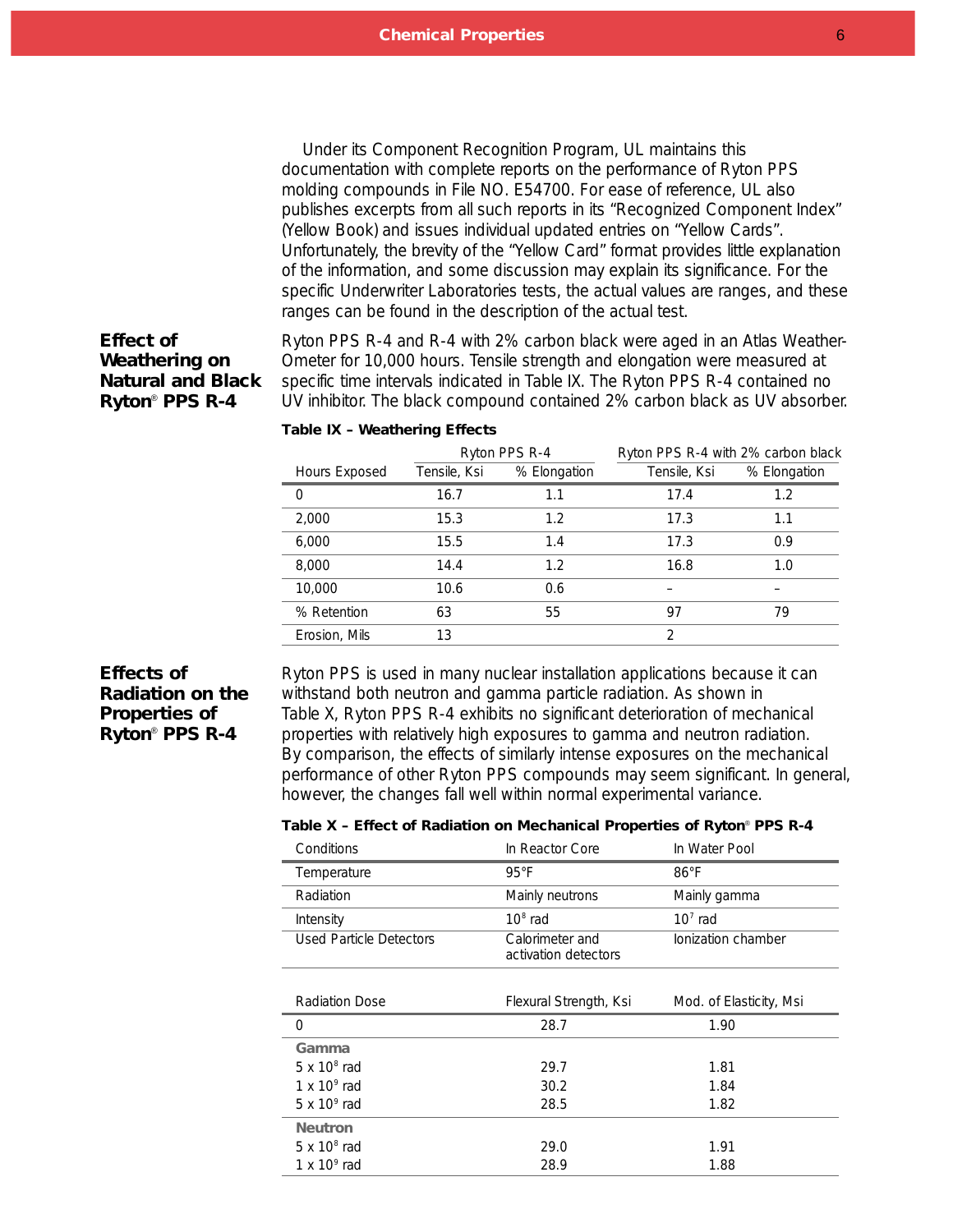Under its Component Recognition Program, UL maintains this documentation with complete reports on the performance of Ryton PPS molding compounds in File NO. E54700. For ease of reference, UL also publishes excerpts from all such reports in its "Recognized Component Index" (Yellow Book) and issues individual updated entries on "Yellow Cards". Unfortunately, the brevity of the "Yellow Card" format provides little explanation of the information, and some discussion may explain its significance. For the specific Underwriter Laboratories tests, the actual values are ranges, and these ranges can be found in the description of the actual test.

## Effect of Weathering on Natural and Black Ryton® PPS R-4

Ryton PPS R-4 and R-4 with 2% carbon black were aged in an Atlas Weather-Ometer for 10,000 hours. Tensile strength and elongation were measured at specific time intervals indicated in Table IX. The Ryton PPS R-4 contained no UV inhibitor. The black compound contained 2% carbon black as UV absorber.

**Table IX – Weathering Effects**

| | Ryton PPS R-4 | | Ryton PPS R-4 with 2% carbon black | |
|---|---|---|---|---|
| Hours Exposed | Tensile, Ksi | % Elongation | Tensile, Ksi | % Elongation |
| 0 | 16.7 | 1.1 | 17.4 | 1.2 |
| 2,000 | 15.3 | 1.2 | 17.3 | 1.1 |
| 6,000 | 15.5 | 1.4 | 17.3 | 0.9 |
| 8,000 | 14.4 | 1.2 | 16.8 | 1.0 |
| 10,000 | 10.6 | 0.6 | – | – |
| % Retention | 63 | 55 | 97 | 79 |
| Erosion, Mils | 13 | | 2 | |

## Effects of Radiation on the Properties of Ryton® PPS R-4

Ryton PPS is used in many nuclear installation applications because it can withstand both neutron and gamma particle radiation. As shown in Table X, Ryton PPS R-4 exhibits no significant deterioration of mechanical properties with relatively high exposures to gamma and neutron radiation. By comparison, the effects of similarly intense exposures on the mechanical performance of other Ryton PPS compounds may seem significant. In general, however, the changes fall well within normal experimental variance.

**Table X – Effect of Radiation on Mechanical Properties of Ryton® PPS R-4**

| Conditions | In Reactor Core | In Water Pool |
|---|---|---|
| Temperature | 95°F | 86°F |
| Radiation | Mainly neutrons | Mainly gamma |
| Intensity | $10^8$ rad | $10^7$ rad |
| Used Particle Detectors | Calorimeter and activation detectors | Ionization chamber |

| Radiation Dose | Flexural Strength, Ksi | Mod. of Elasticity, Msi |
|---|---|---|
| 0 | 28.7 | 1.90 |
| **Gamma** | | |
| $5 \times 10^8$ rad | 29.7 | 1.81 |
| $1 \times 10^9$ rad | 30.2 | 1.84 |
| $5 \times 10^9$ rad | 28.5 | 1.82 |
| **Neutron** | | |
| $5 \times 10^8$ rad | 29.0 | 1.91 |
| $1 \times 10^9$ rad | 28.9 | 1.88 |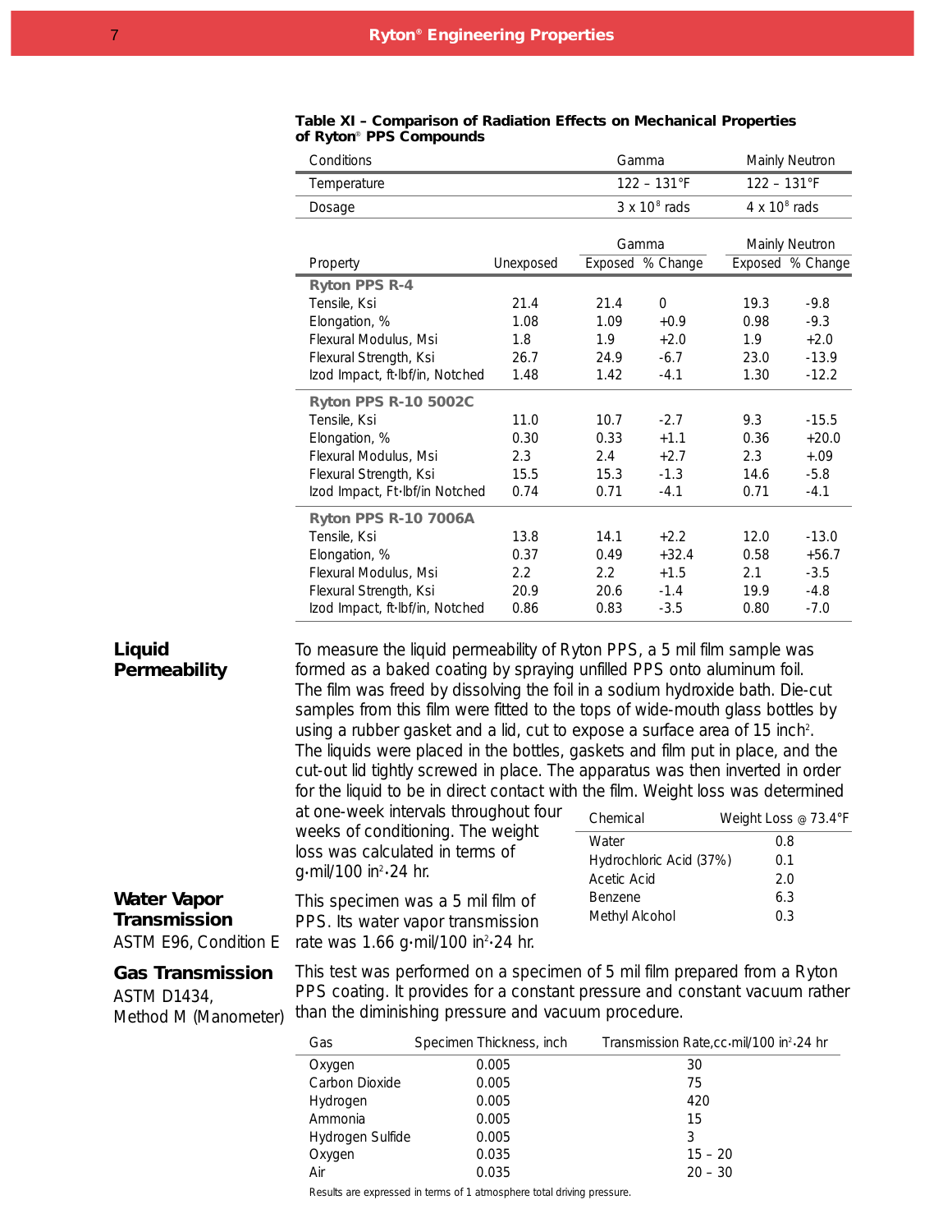**Table XI – Comparison of Radiation Effects on Mechanical Properties of Ryton® PPS Compounds**

| Conditions | Gamma | Mainly Neutron |
|---|---|---|
| Temperature | 122 – 131°F | 122 – 131°F |
| Dosage | 3 x $10^8$ rads | 4 x $10^8$ rads |

| Property | Unexposed | Gamma | | Mainly Neutron | |
|---|---|---|---|---|---|
| | | Exposed | % Change | Exposed | % Change |
| **Ryton PPS R-4** | | | | | |
| Tensile, Ksi | 21.4 | 21.4 | 0 | 19.3 | -9.8 |
| Elongation, % | 1.08 | 1.09 | +0.9 | 0.98 | -9.3 |
| Flexural Modulus, Msi | 1.8 | 1.9 | +2.0 | 1.9 | +2.0 |
| Flexural Strength, Ksi | 26.7 | 24.9 | -6.7 | 23.0 | -13.9 |
| Izod Impact, ft·lbf/in, Notched | 1.48 | 1.42 | -4.1 | 1.30 | -12.2 |
| **Ryton PPS R-10 5002C** | | | | | |
| Tensile, Ksi | 11.0 | 10.7 | -2.7 | 9.3 | -15.5 |
| Elongation, % | 0.30 | 0.33 | +1.1 | 0.36 | +20.0 |
| Flexural Modulus, Msi | 2.3 | 2.4 | +2.7 | 2.3 | +.09 |
| Flexural Strength, Ksi | 15.5 | 15.3 | -1.3 | 14.6 | -5.8 |
| Izod Impact, Ft·lbf/in Notched | 0.74 | 0.71 | -4.1 | 0.71 | -4.1 |
| **Ryton PPS R-10 7006A** | | | | | |
| Tensile, Ksi | 13.8 | 14.1 | +2.2 | 12.0 | -13.0 |
| Elongation, % | 0.37 | 0.49 | +32.4 | 0.58 | +56.7 |
| Flexural Modulus, Msi | 2.2 | 2.2 | +1.5 | 2.1 | -3.5 |
| Flexural Strength, Ksi | 20.9 | 20.6 | -1.4 | 19.9 | -4.8 |
| Izod Impact, ft·lbf/in, Notched | 0.86 | 0.83 | -3.5 | 0.80 | -7.0 |

## Liquid Permeability

To measure the liquid permeability of Ryton PPS, a 5 mil film sample was formed as a baked coating by spraying unfilled PPS onto aluminum foil. The film was freed by dissolving the foil in a sodium hydroxide bath. Die-cut samples from this film were fitted to the tops of wide-mouth glass bottles by using a rubber gasket and a lid, cut to expose a surface area of 15 inch$^2$. The liquids were placed in the bottles, gaskets and film put in place, and the cut-out lid tightly screwed in place. The apparatus was then inverted in order for the liquid to be in direct contact with the film. Weight loss was determined at one-week intervals throughout four weeks of conditioning. The weight loss was calculated in terms of g·mil/100 in$^2$·24 hr.

| Chemical | Weight Loss @ 73.4°F |
|---|---|
| Water | 0.8 |
| Hydrochloric Acid (37%) | 0.1 |
| Acetic Acid | 2.0 |
| Benzene | 6.3 |
| Methyl Alcohol | 0.3 |

## Water Vapor Transmission

ASTM E96, Condition E

This specimen was a 5 mil film of PPS. Its water vapor transmission rate was 1.66 g·mil/100 in$^2$·24 hr.

## Gas Transmission

ASTM D1434, Method M (Manometer)

This test was performed on a specimen of 5 mil film prepared from a Ryton PPS coating. It provides for a constant pressure and constant vacuum rather than the diminishing pressure and vacuum procedure.

| Gas | Specimen Thickness, inch | Transmission Rate,cc·mil/100 in$^2$·24 hr |
|---|---|---|
| Oxygen | 0.005 | 30 |
| Carbon Dioxide | 0.005 | 75 |
| Hydrogen | 0.005 | 420 |
| Ammonia | 0.005 | 15 |
| Hydrogen Sulfide | 0.005 | 3 |
| Oxygen | 0.035 | 15 – 20 |
| Air | 0.035 | 20 – 30 |

Results are expressed in terms of 1 atmosphere total driving pressure.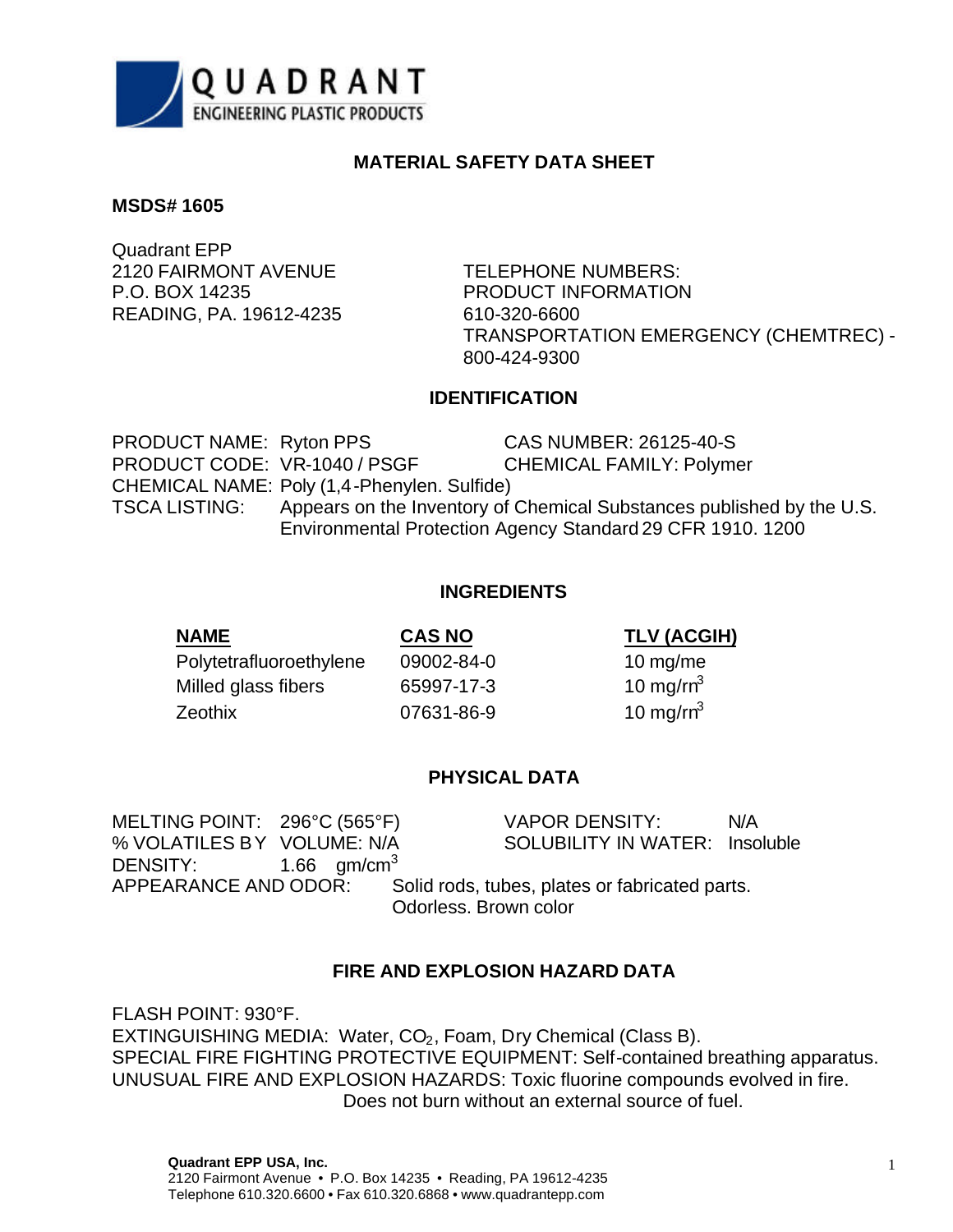QUADRANT
ENGINEERING PLASTIC PRODUCTS

## MATERIAL SAFETY DATA SHEET

**MSDS# 1605**

Quadrant EPP
2120 FAIRMONT AVENUE
P.O. BOX 14235
READING, PA. 19612-4235

TELEPHONE NUMBERS:
PRODUCT INFORMATION
610-320-6600
TRANSPORTATION EMERGENCY (CHEMTREC) - 800-424-9300

### IDENTIFICATION

PRODUCT NAME: Ryton PPS
CAS NUMBER: 26125-40-S
PRODUCT CODE: VR-1040 / PSGF
CHEMICAL FAMILY: Polymer
CHEMICAL NAME: Poly (1,4-Phenylen. Sulfide)
TSCA LISTING: Appears on the Inventory of Chemical Substances published by the U.S. Environmental Protection Agency Standard 29 CFR 1910. 1200

### INGREDIENTS

| NAME | CAS NO | TLV (ACGIH) |
|---|---|---|
| Polytetrafluoroethylene | 09002-84-0 | 10 mg/me |
| Milled glass fibers | 65997-17-3 | 10 mg/rn$^3$ |
| Zeothix | 07631-86-9 | 10 mg/rn$^3$ |

### PHYSICAL DATA

MELTING POINT: 296°C (565°F)
VAPOR DENSITY: N/A
% VOLATILES BY VOLUME: N/A
SOLUBILITY IN WATER: Insoluble
DENSITY: 1.66 gm/cm$^3$
APPEARANCE AND ODOR: Solid rods, tubes, plates or fabricated parts. Odorless. Brown color

### FIRE AND EXPLOSION HAZARD DATA

FLASH POINT: 930°F.
EXTINGUISHING MEDIA: Water, $CO_2$, Foam, Dry Chemical (Class B).
SPECIAL FIRE FIGHTING PROTECTIVE EQUIPMENT: Self-contained breathing apparatus.
UNUSUAL FIRE AND EXPLOSION HAZARDS: Toxic fluorine compounds evolved in fire. Does not burn without an external source of fuel.

**Quadrant EPP USA, Inc.**
2120 Fairmont Avenue • P.O. Box 14235 • Reading, PA 19612-4235
Telephone 610.320.6600 • Fax 610.320.6868 • www.quadrantepp.com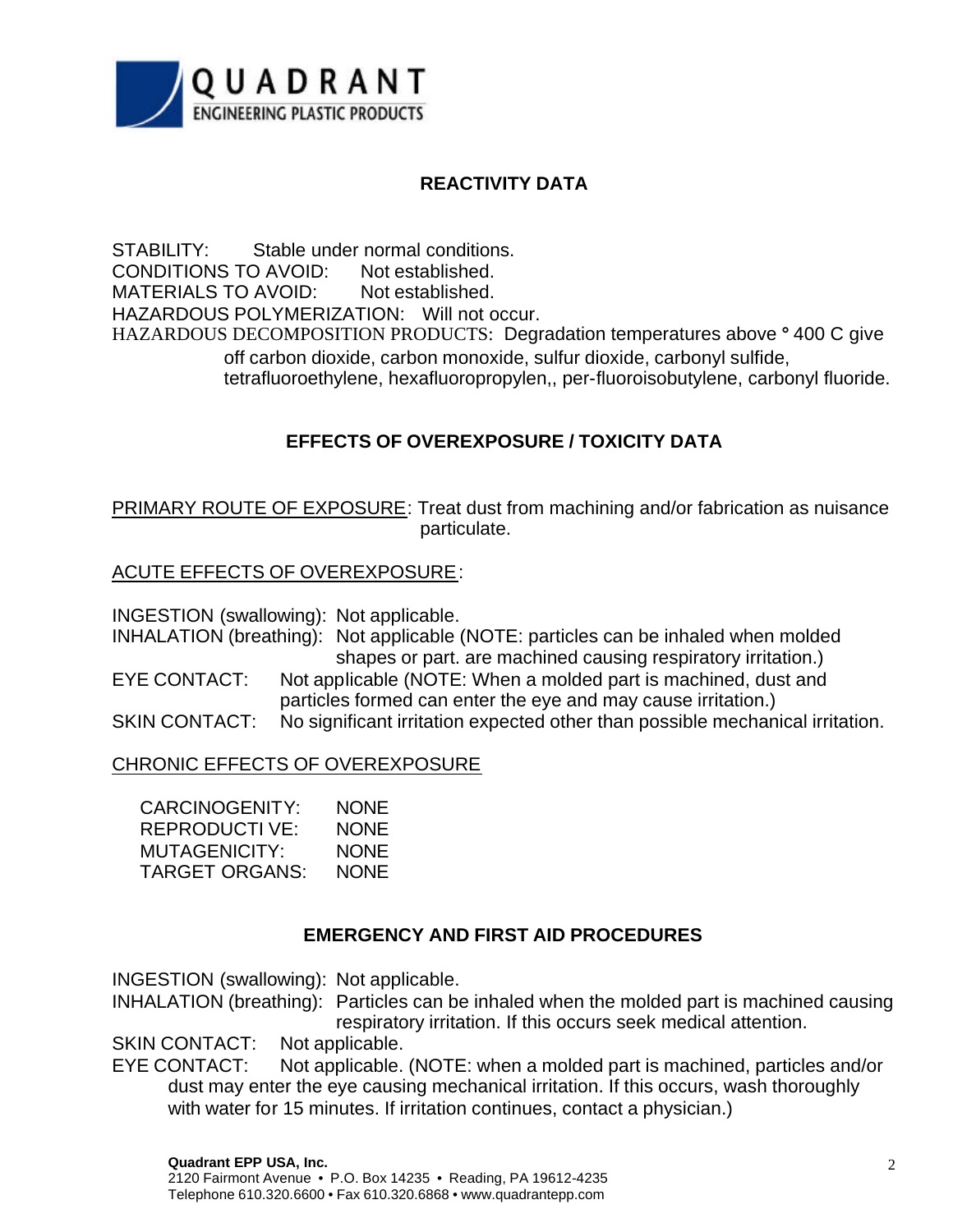## REACTIVITY DATA

STABILITY: Stable under normal conditions.
CONDITIONS TO AVOID: Not established.
MATERIALS TO AVOID: Not established.
HAZARDOUS POLYMERIZATION: Will not occur.
HAZARDOUS DECOMPOSITION PRODUCTS: Degradation temperatures above ° 400 C give off carbon dioxide, carbon monoxide, sulfur dioxide, carbonyl sulfide, tetrafluoroethylene, hexafluoropropylen,, per-fluoroisobutylene, carbonyl fluoride.

## EFFECTS OF OVEREXPOSURE / TOXICITY DATA

PRIMARY ROUTE OF EXPOSURE: Treat dust from machining and/or fabrication as nuisance particulate.

ACUTE EFFECTS OF OVEREXPOSURE:

INGESTION (swallowing): Not applicable.
INHALATION (breathing): Not applicable (NOTE: particles can be inhaled when molded shapes or part. are machined causing respiratory irritation.)
EYE CONTACT: Not applicable (NOTE: When a molded part is machined, dust and particles formed can enter the eye and may cause irritation.)
SKIN CONTACT: No significant irritation expected other than possible mechanical irritation.

CHRONIC EFFECTS OF OVEREXPOSURE

CARCINOGENITY: NONE
REPRODUCTI VE: NONE
MUTAGENICITY: NONE
TARGET ORGANS: NONE

## EMERGENCY AND FIRST AID PROCEDURES

INGESTION (swallowing): Not applicable.
INHALATION (breathing): Particles can be inhaled when the molded part is machined causing respiratory irritation. If this occurs seek medical attention.
SKIN CONTACT: Not applicable.
EYE CONTACT: Not applicable. (NOTE: when a molded part is machined, particles and/or dust may enter the eye causing mechanical irritation. If this occurs, wash thoroughly with water for 15 minutes. If irritation continues, contact a physician.)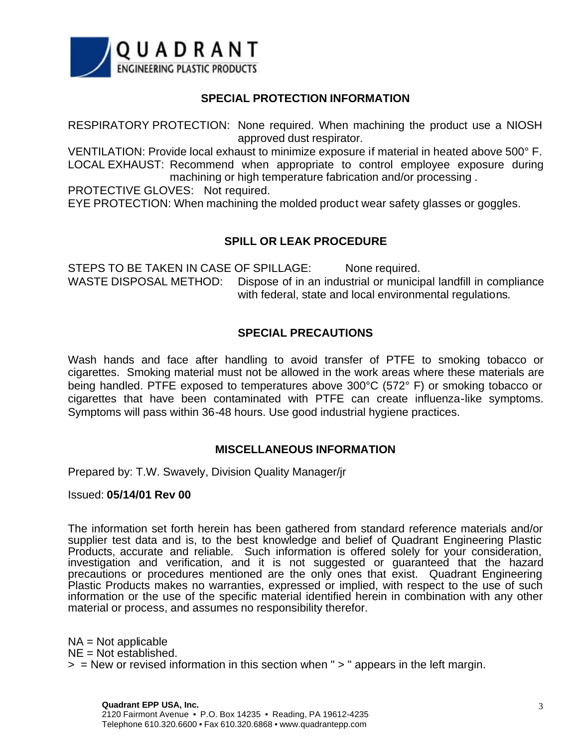## SPECIAL PROTECTION INFORMATION

RESPIRATORY PROTECTION: None required. When machining the product use a NIOSH approved dust respirator.

VENTILATION: Provide local exhaust to minimize exposure if material in heated above 500° F.

LOCAL EXHAUST: Recommend when appropriate to control employee exposure during machining or high temperature fabrication and/or processing .

PROTECTIVE GLOVES: Not required.

EYE PROTECTION: When machining the molded product wear safety glasses or goggles.

## SPILL OR LEAK PROCEDURE

STEPS TO BE TAKEN IN CASE OF SPILLAGE: None required.

WASTE DISPOSAL METHOD: Dispose of in an industrial or municipal landfill in compliance with federal, state and local environmental regulations.

## SPECIAL PRECAUTIONS

Wash hands and face after handling to avoid transfer of PTFE to smoking tobacco or cigarettes. Smoking material must not be allowed in the work areas where these materials are being handled. PTFE exposed to temperatures above 300°C (572° F) or smoking tobacco or cigarettes that have been contaminated with PTFE can create influenza-like symptoms. Symptoms will pass within 36-48 hours. Use good industrial hygiene practices.

## MISCELLANEOUS INFORMATION

Prepared by: T.W. Swavely, Division Quality Manager/jr

Issued: **05/14/01 Rev 00**

The information set forth herein has been gathered from standard reference materials and/or supplier test data and is, to the best knowledge and belief of Quadrant Engineering Plastic Products, accurate and reliable. Such information is offered solely for your consideration, investigation and verification, and it is not suggested or guaranteed that the hazard precautions or procedures mentioned are the only ones that exist. Quadrant Engineering Plastic Products makes no warranties, expressed or implied, with respect to the use of such information or the use of the specific material identified herein in combination with any other material or process, and assumes no responsibility therefor.

NA = Not applicable
NE = Not established.
> = New or revised information in this section when " > " appears in the left margin.